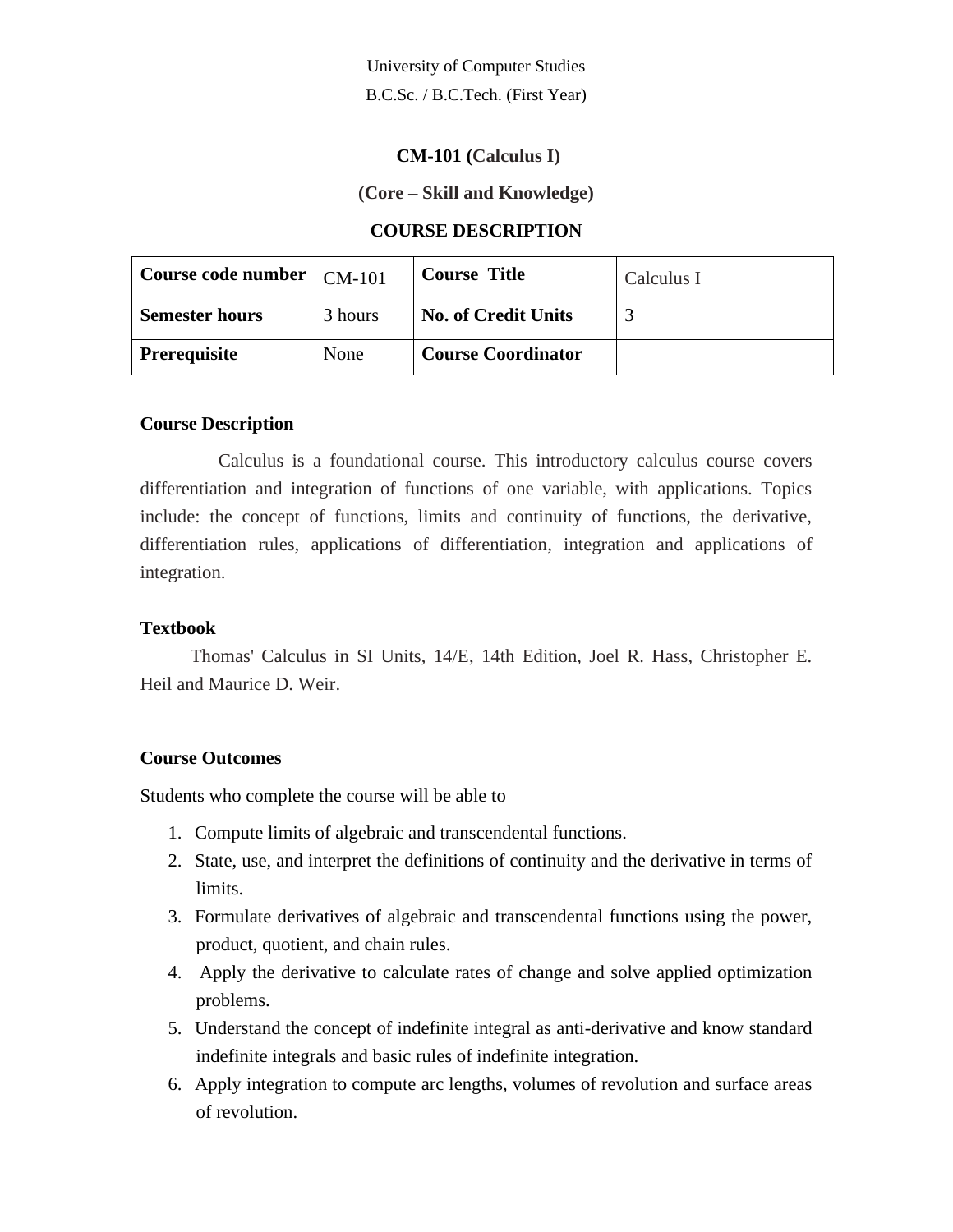University of Computer Studies

B.C.Sc. / B.C.Tech. (First Year)

# CM-101 (Calculus I)

## (Core – Skill and Knowledge)

## COURSE DESCRIPTION

| **Course code number** | CM-101 | **Course Title** | Calculus I |
|---|---|---|---|
| **Semester hours** | 3 hours | **No. of Credit Units** | 3 |
| **Prerequisite** | None | **Course Coordinator** | |

### Course Description

Calculus is a foundational course. This introductory calculus course covers differentiation and integration of functions of one variable, with applications. Topics include: the concept of functions, limits and continuity of functions, the derivative, differentiation rules, applications of differentiation, integration and applications of integration.

### Textbook

Thomas' Calculus in SI Units, 14/E, 14th Edition, Joel R. Hass, Christopher E. Heil and Maurice D. Weir.

### Course Outcomes

Students who complete the course will be able to

1. Compute limits of algebraic and transcendental functions.
2. State, use, and interpret the definitions of continuity and the derivative in terms of limits.
3. Formulate derivatives of algebraic and transcendental functions using the power, product, quotient, and chain rules.
4. Apply the derivative to calculate rates of change and solve applied optimization problems.
5. Understand the concept of indefinite integral as anti-derivative and know standard indefinite integrals and basic rules of indefinite integration.
6. Apply integration to compute arc lengths, volumes of revolution and surface areas of revolution.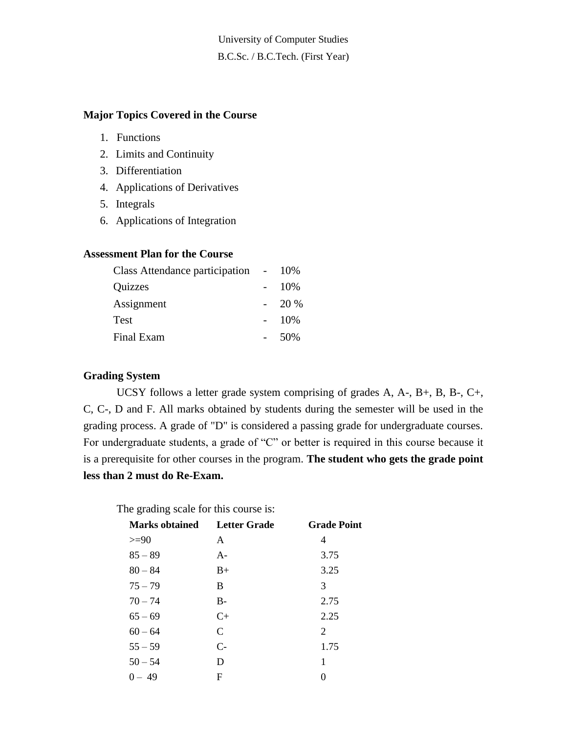University of Computer Studies

B.C.Sc. / B.C.Tech. (First Year)

**Major Topics Covered in the Course**

1. Functions
2. Limits and Continuity
3. Differentiation
4. Applications of Derivatives
5. Integrals
6. Applications of Integration

**Assessment Plan for the Course**

| | | |
|---|---|---|
| Class Attendance participation | - | 10% |
| Quizzes | - | 10% |
| Assignment | - | 20 % |
| Test | - | 10% |
| Final Exam | - | 50% |

**Grading System**

UCSY follows a letter grade system comprising of grades A, A-, B+, B, B-, C+, C, C-, D and F. All marks obtained by students during the semester will be used in the grading process. A grade of "D" is considered a passing grade for undergraduate courses. For undergraduate students, a grade of "C" or better is required in this course because it is a prerequisite for other courses in the program. **The student who gets the grade point less than 2 must do Re-Exam.**

The grading scale for this course is:

| Marks obtained | Letter Grade | Grade Point |
|---|---|---|
| >=90 | A | 4 |
| 85 – 89 | A- | 3.75 |
| 80 – 84 | B+ | 3.25 |
| 75 – 79 | B | 3 |
| 70 – 74 | B- | 2.75 |
| 65 – 69 | C+ | 2.25 |
| 60 – 64 | C | 2 |
| 55 – 59 | C- | 1.75 |
| 50 – 54 | D | 1 |
| 0 – 49 | F | 0 |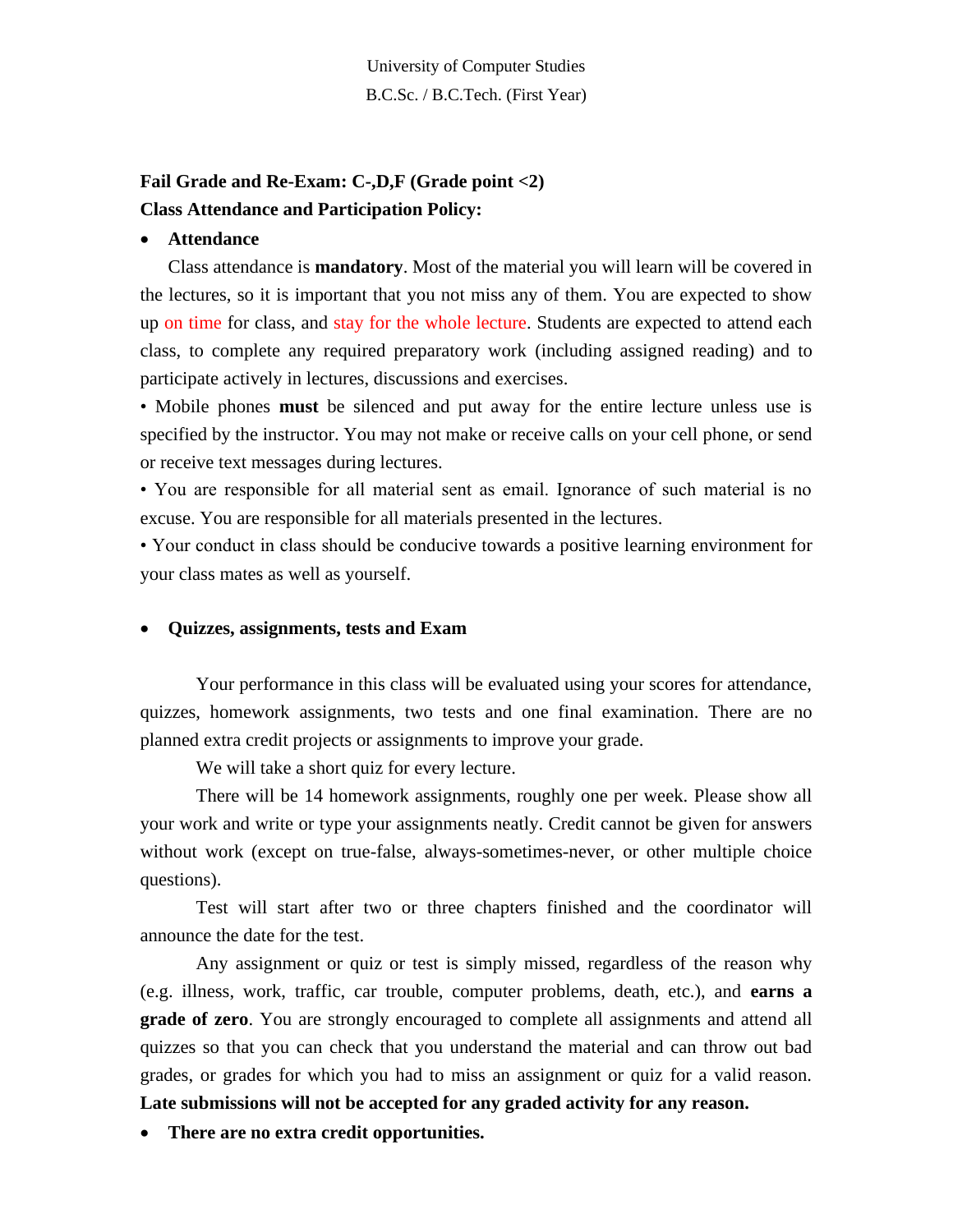University of Computer Studies

B.C.Sc. / B.C.Tech. (First Year)

**Fail Grade and Re-Exam: C-,D,F (Grade point <2)**

**Class Attendance and Participation Policy:**

- **Attendance**

  Class attendance is **mandatory**. Most of the material you will learn will be covered in the lectures, so it is important that you not miss any of them. You are expected to show up on time for class, and stay for the whole lecture. Students are expected to attend each class, to complete any required preparatory work (including assigned reading) and to participate actively in lectures, discussions and exercises.

• Mobile phones **must** be silenced and put away for the entire lecture unless use is specified by the instructor. You may not make or receive calls on your cell phone, or send or receive text messages during lectures.

• You are responsible for all material sent as email. Ignorance of such material is no excuse. You are responsible for all materials presented in the lectures.

• Your conduct in class should be conducive towards a positive learning environment for your class mates as well as yourself.

- **Quizzes, assignments, tests and Exam**

Your performance in this class will be evaluated using your scores for attendance, quizzes, homework assignments, two tests and one final examination. There are no planned extra credit projects or assignments to improve your grade.

We will take a short quiz for every lecture.

There will be 14 homework assignments, roughly one per week. Please show all your work and write or type your assignments neatly. Credit cannot be given for answers without work (except on true-false, always-sometimes-never, or other multiple choice questions).

Test will start after two or three chapters finished and the coordinator will announce the date for the test.

Any assignment or quiz or test is simply missed, regardless of the reason why (e.g. illness, work, traffic, car trouble, computer problems, death, etc.), and **earns a grade of zero**. You are strongly encouraged to complete all assignments and attend all quizzes so that you can check that you understand the material and can throw out bad grades, or grades for which you had to miss an assignment or quiz for a valid reason. **Late submissions will not be accepted for any graded activity for any reason.**

- **There are no extra credit opportunities.**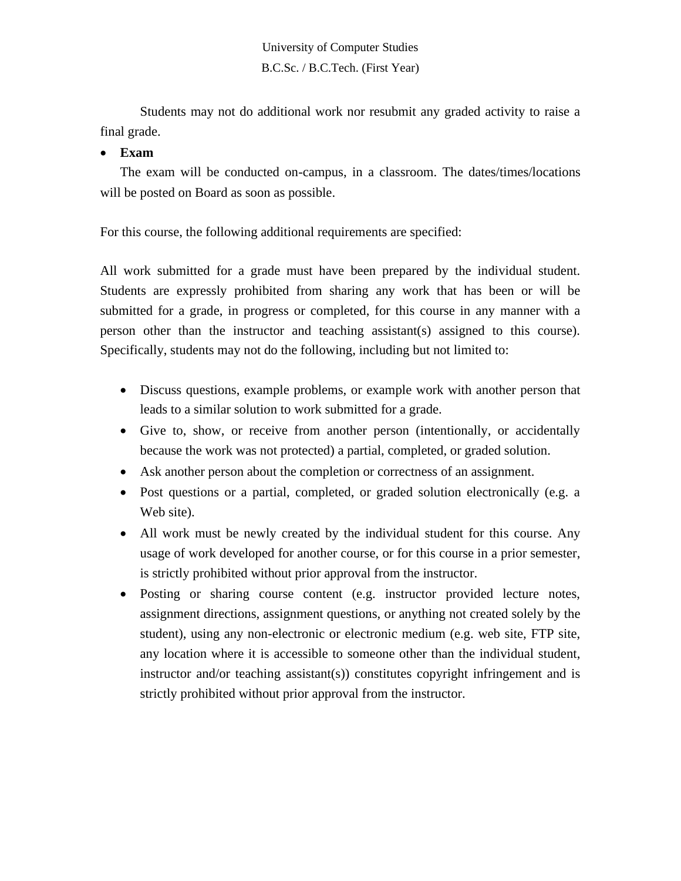Students may not do additional work nor resubmit any graded activity to raise a final grade.

- **Exam**

  The exam will be conducted on-campus, in a classroom. The dates/times/locations will be posted on Board as soon as possible.

For this course, the following additional requirements are specified:

All work submitted for a grade must have been prepared by the individual student. Students are expressly prohibited from sharing any work that has been or will be submitted for a grade, in progress or completed, for this course in any manner with a person other than the instructor and teaching assistant(s) assigned to this course). Specifically, students may not do the following, including but not limited to:

- Discuss questions, example problems, or example work with another person that leads to a similar solution to work submitted for a grade.
- Give to, show, or receive from another person (intentionally, or accidentally because the work was not protected) a partial, completed, or graded solution.
- Ask another person about the completion or correctness of an assignment.
- Post questions or a partial, completed, or graded solution electronically (e.g. a Web site).
- All work must be newly created by the individual student for this course. Any usage of work developed for another course, or for this course in a prior semester, is strictly prohibited without prior approval from the instructor.
- Posting or sharing course content (e.g. instructor provided lecture notes, assignment directions, assignment questions, or anything not created solely by the student), using any non-electronic or electronic medium (e.g. web site, FTP site, any location where it is accessible to someone other than the individual student, instructor and/or teaching assistant(s)) constitutes copyright infringement and is strictly prohibited without prior approval from the instructor.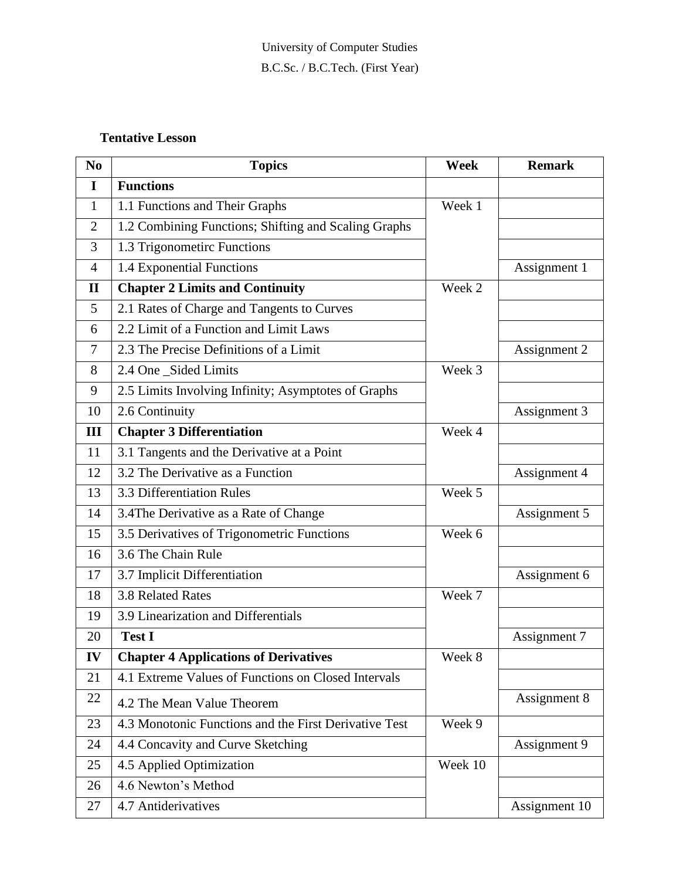University of Computer Studies

B.C.Sc. / B.C.Tech. (First Year)

**Tentative Lesson**

| No | Topics | Week | Remark |
|---|---|---|---|
| **I** | **Functions** | | |
| 1 | 1.1 Functions and Their Graphs | Week 1 | |
| 2 | 1.2 Combining Functions; Shifting and Scaling Graphs | | |
| 3 | 1.3 Trigonometirc Functions | | |
| 4 | 1.4 Exponential Functions | | Assignment 1 |
| **II** | **Chapter 2 Limits and Continuity** | Week 2 | |
| 5 | 2.1 Rates of Charge and Tangents to Curves | | |
| 6 | 2.2 Limit of a Function and Limit Laws | | |
| 7 | 2.3 The Precise Definitions of a Limit | | Assignment 2 |
| 8 | 2.4 One _Sided Limits | Week 3 | |
| 9 | 2.5 Limits Involving Infinity; Asymptotes of Graphs | | |
| 10 | 2.6 Continuity | | Assignment 3 |
| **III** | **Chapter 3 Differentiation** | Week 4 | |
| 11 | 3.1 Tangents and the Derivative at a Point | | |
| 12 | 3.2 The Derivative as a Function | | Assignment 4 |
| 13 | 3.3 Differentiation Rules | Week 5 | |
| 14 | 3.4The Derivative as a Rate of Change | | Assignment 5 |
| 15 | 3.5 Derivatives of Trigonometric Functions | Week 6 | |
| 16 | 3.6 The Chain Rule | | |
| 17 | 3.7 Implicit Differentiation | | Assignment 6 |
| 18 | 3.8 Related Rates | Week 7 | |
| 19 | 3.9 Linearization and Differentials | | |
| 20 | **Test I** | | Assignment 7 |
| **IV** | **Chapter 4 Applications of Derivatives** | Week 8 | |
| 21 | 4.1 Extreme Values of Functions on Closed Intervals | | |
| 22 | 4.2 The Mean Value Theorem | | Assignment 8 |
| 23 | 4.3 Monotonic Functions and the First Derivative Test | Week 9 | |
| 24 | 4.4 Concavity and Curve Sketching | | Assignment 9 |
| 25 | 4.5 Applied Optimization | Week 10 | |
| 26 | 4.6 Newton's Method | | |
| 27 | 4.7 Antiderivatives | | Assignment 10 |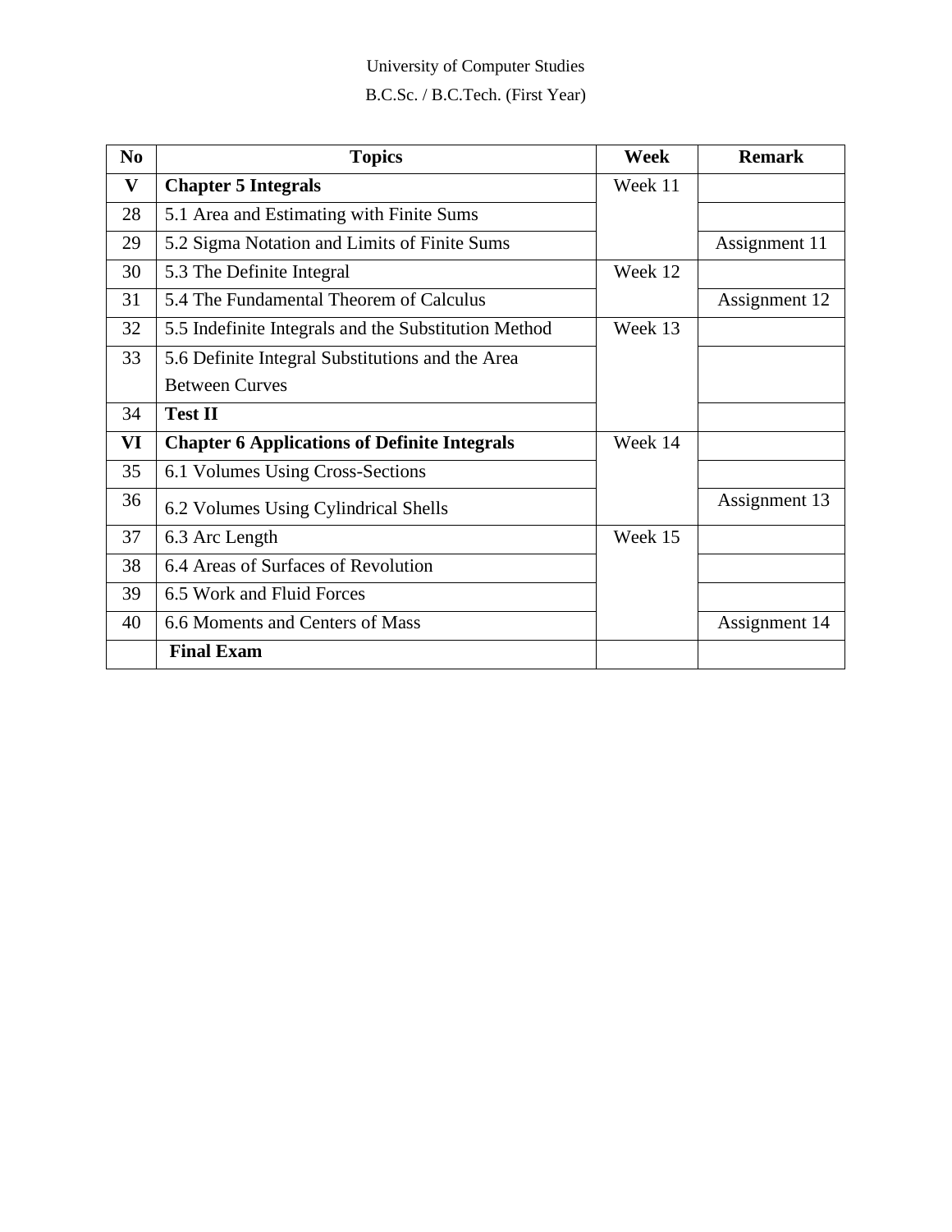University of Computer Studies

B.C.Sc. / B.C.Tech. (First Year)

| No | Topics | Week | Remark |
|---|---|---|---|
| **V** | **Chapter 5 Integrals** | Week 11 | |
| 28 | 5.1 Area and Estimating with Finite Sums | | |
| 29 | 5.2 Sigma Notation and Limits of Finite Sums | | Assignment 11 |
| 30 | 5.3 The Definite Integral | Week 12 | |
| 31 | 5.4 The Fundamental Theorem of Calculus | | Assignment 12 |
| 32 | 5.5 Indefinite Integrals and the Substitution Method | Week 13 | |
| 33 | 5.6 Definite Integral Substitutions and the Area Between Curves | | |
| 34 | **Test II** | | |
| **VI** | **Chapter 6 Applications of Definite Integrals** | Week 14 | |
| 35 | 6.1 Volumes Using Cross-Sections | | |
| 36 | 6.2 Volumes Using Cylindrical Shells | | Assignment 13 |
| 37 | 6.3 Arc Length | Week 15 | |
| 38 | 6.4 Areas of Surfaces of Revolution | | |
| 39 | 6.5 Work and Fluid Forces | | |
| 40 | 6.6 Moments and Centers of Mass | | Assignment 14 |
| | **Final Exam** | | |